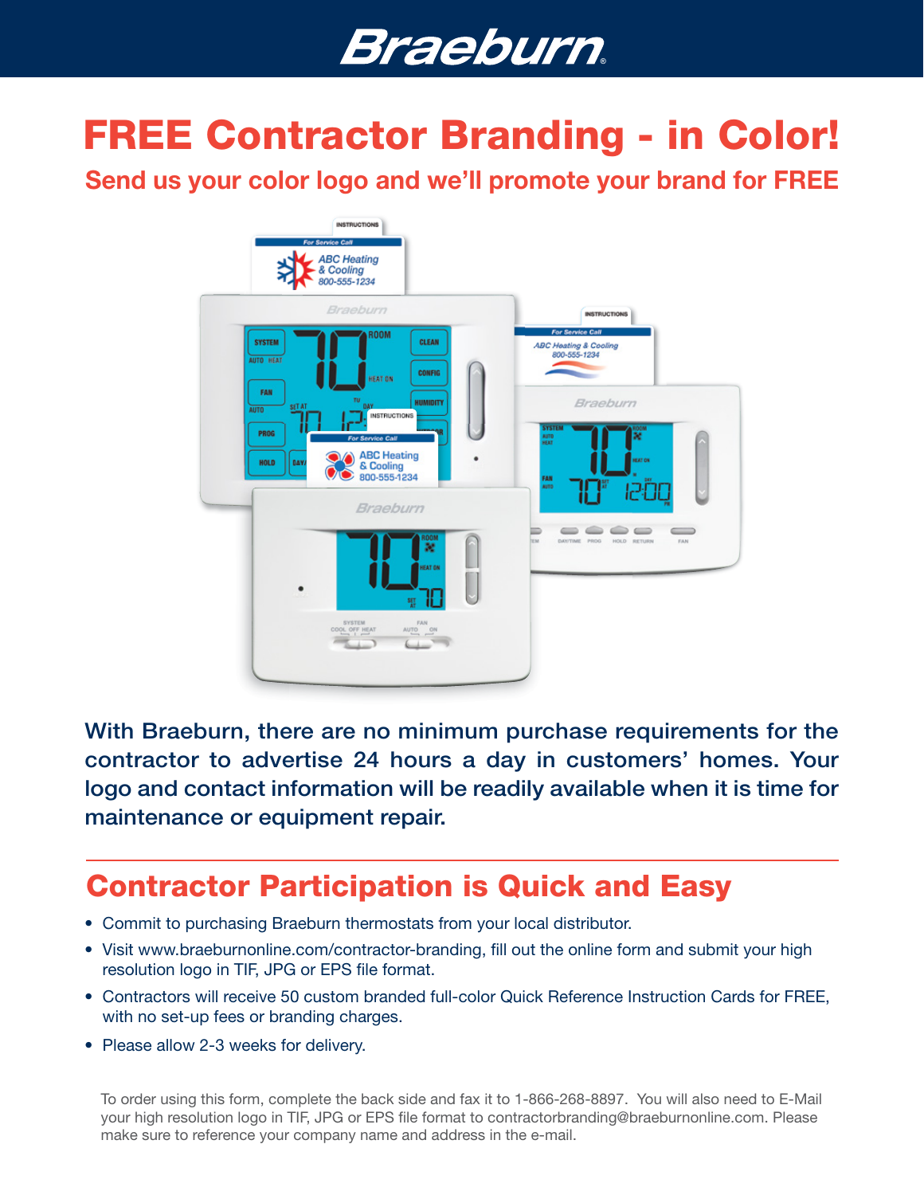# Braeburn

# FREE Contractor Branding - in Color!

## Send us your color logo and we'll promote your brand for FREE

With Braeburn, there are no minimum purchase requirements for the contractor to advertise 24 hours a day in customers' homes. Your logo and contact information will be readily available when it is time for maintenance or equipment repair.

## Contractor Participation is Quick and Easy

- Commit to purchasing Braeburn thermostats from your local distributor.
- Visit www.braeburnonline.com/contractor-branding, fill out the online form and submit your high resolution logo in TIF, JPG or EPS file format.
- Contractors will receive 50 custom branded full-color Quick Reference Instruction Cards for FREE, with no set-up fees or branding charges.
- Please allow 2-3 weeks for delivery.

To order using this form, complete the back side and fax it to 1-866-268-8897. You will also need to E-Mail your high resolution logo in TIF, JPG or EPS file format to contractorbranding@braeburnonline.com. Please make sure to reference your company name and address in the e-mail.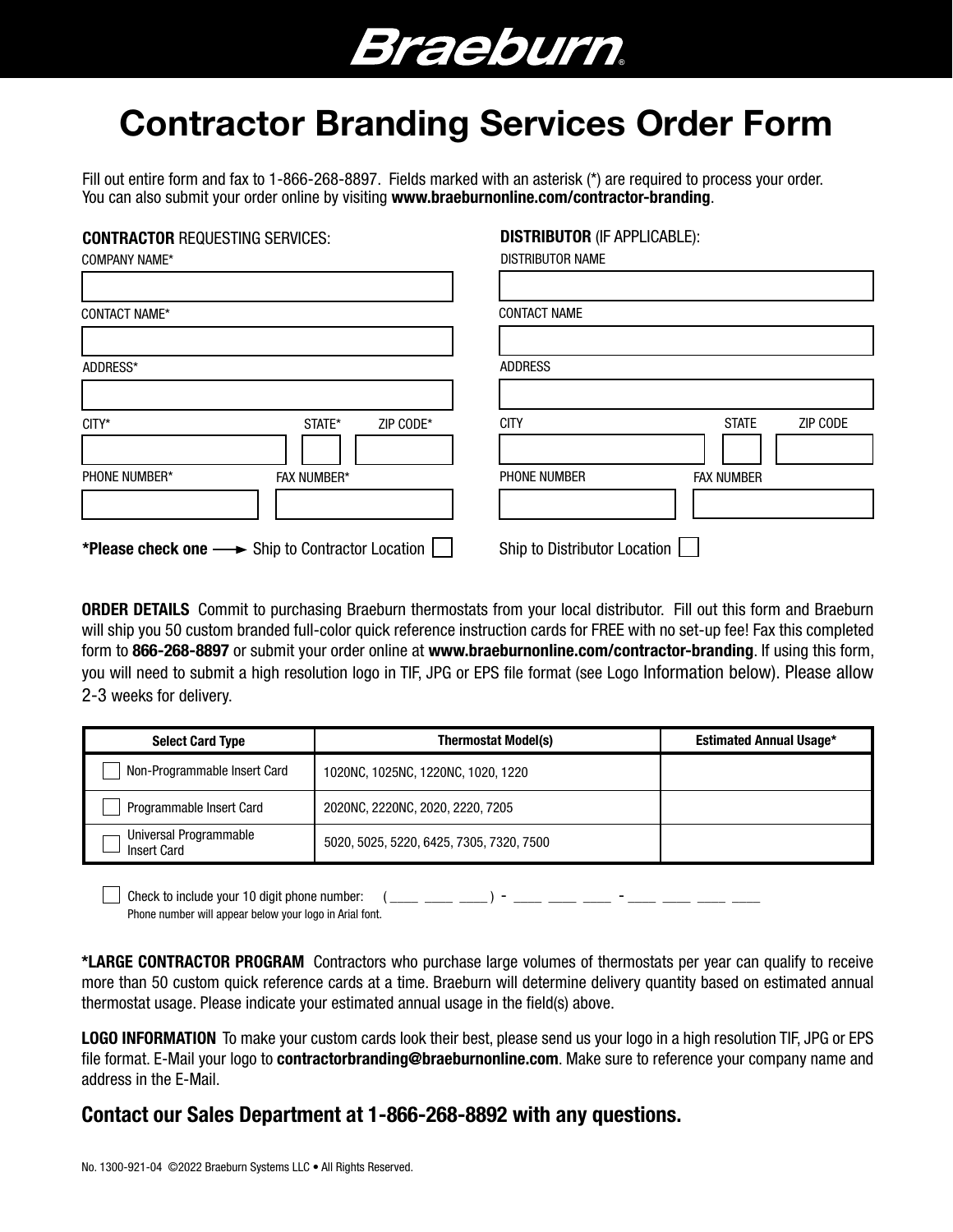Braeburn®

# Contractor Branding Services Order Form

Fill out entire form and fax to 1-866-268-8897. Fields marked with an asterisk (*) are required to process your order.
You can also submit your order online by visiting **www.braeburnonline.com/contractor-branding**.

**CONTRACTOR** REQUESTING SERVICES:

COMPANY NAME*

CONTACT NAME*

ADDRESS*

CITY* | STATE* | ZIP CODE*

PHONE NUMBER* | FAX NUMBER*

**DISTRIBUTOR** (IF APPLICABLE):

DISTRIBUTOR NAME

CONTACT NAME

ADDRESS

CITY | STATE | ZIP CODE

PHONE NUMBER | FAX NUMBER

**\*Please check one** ⟶ Ship to Contractor Location ☐ Ship to Distributor Location ☐

**ORDER DETAILS** Commit to purchasing Braeburn thermostats from your local distributor. Fill out this form and Braeburn will ship you 50 custom branded full-color quick reference instruction cards for FREE with no set-up fee! Fax this completed form to **866-268-8897** or submit your order online at **www.braeburnonline.com/contractor-branding**. If using this form, you will need to submit a high resolution logo in TIF, JPG or EPS file format (see Logo Information below). Please allow 2-3 weeks for delivery.

| Select Card Type | Thermostat Model(s) | Estimated Annual Usage* |
|---|---|---|
| ☐ Non-Programmable Insert Card | 1020NC, 1025NC, 1220NC, 1020, 1220 | |
| ☐ Programmable Insert Card | 2020NC, 2220NC, 2020, 2220, 7205 | |
| ☐ Universal Programmable Insert Card | 5020, 5025, 5220, 6425, 7305, 7320, 7500 | |

☐ Check to include your 10 digit phone number: ( ___ ___ ___ ) - ___ ___ ___ - ___ ___ ___ ___
Phone number will appear below your logo in Arial font.

**\*LARGE CONTRACTOR PROGRAM** Contractors who purchase large volumes of thermostats per year can qualify to receive more than 50 custom quick reference cards at a time. Braeburn will determine delivery quantity based on estimated annual thermostat usage. Please indicate your estimated annual usage in the field(s) above.

**LOGO INFORMATION** To make your custom cards look their best, please send us your logo in a high resolution TIF, JPG or EPS file format. E-Mail your logo to **contractorbranding@braeburnonline.com**. Make sure to reference your company name and address in the E-Mail.

## Contact our Sales Department at 1-866-268-8892 with any questions.

No. 1300-921-04 ©2022 Braeburn Systems LLC • All Rights Reserved.